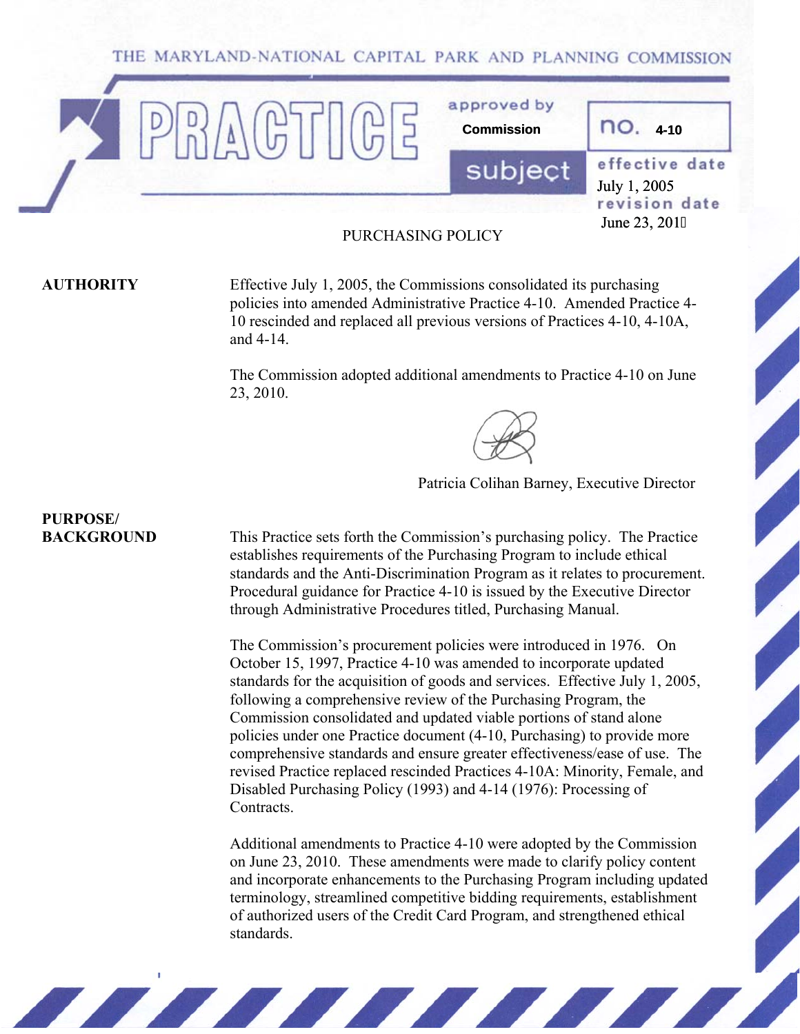THE MARYLAND-NATIONAL CAPITAL PARK AND PLANNING COMMISSION

# PRACTICE

| approved by | no. |
|---|---|
| Commission | 4-10 |
| **subject** | **effective date** July 1, 2005 |
| | **revision date** June 23, 2010 |

PURCHASING POLICY

**AUTHORITY**

Effective July 1, 2005, the Commissions consolidated its purchasing policies into amended Administrative Practice 4-10. Amended Practice 4-10 rescinded and replaced all previous versions of Practices 4-10, 4-10A, and 4-14.

The Commission adopted additional amendments to Practice 4-10 on June 23, 2010.

Patricia Colihan Barney, Executive Director

**PURPOSE/ BACKGROUND**

This Practice sets forth the Commission's purchasing policy. The Practice establishes requirements of the Purchasing Program to include ethical standards and the Anti-Discrimination Program as it relates to procurement. Procedural guidance for Practice 4-10 is issued by the Executive Director through Administrative Procedures titled, Purchasing Manual.

The Commission's procurement policies were introduced in 1976. On October 15, 1997, Practice 4-10 was amended to incorporate updated standards for the acquisition of goods and services. Effective July 1, 2005, following a comprehensive review of the Purchasing Program, the Commission consolidated and updated viable portions of stand alone policies under one Practice document (4-10, Purchasing) to provide more comprehensive standards and ensure greater effectiveness/ease of use. The revised Practice replaced rescinded Practices 4-10A: Minority, Female, and Disabled Purchasing Policy (1993) and 4-14 (1976): Processing of Contracts.

Additional amendments to Practice 4-10 were adopted by the Commission on June 23, 2010. These amendments were made to clarify policy content and incorporate enhancements to the Purchasing Program including updated terminology, streamlined competitive bidding requirements, establishment of authorized users of the Credit Card Program, and strengthened ethical standards.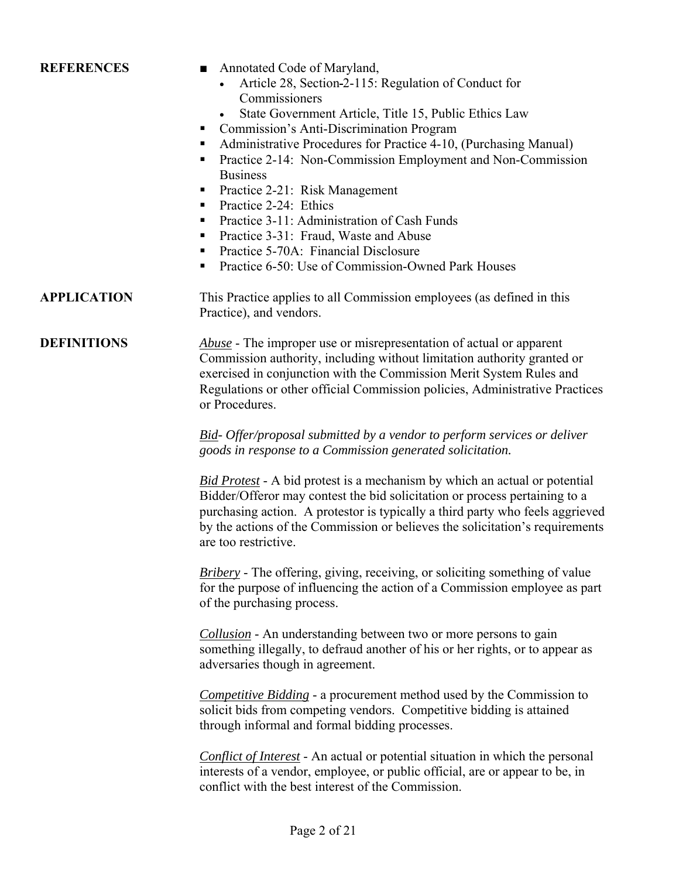**REFERENCES**

- Annotated Code of Maryland,
  - Article 28, Section-2-115: Regulation of Conduct for Commissioners
  - State Government Article, Title 15, Public Ethics Law
- Commission's Anti-Discrimination Program
- Administrative Procedures for Practice 4-10, (Purchasing Manual)
- Practice 2-14: Non-Commission Employment and Non-Commission Business
- Practice 2-21: Risk Management
- Practice 2-24: Ethics
- Practice 3-11: Administration of Cash Funds
- Practice 3-31: Fraud, Waste and Abuse
- Practice 5-70A: Financial Disclosure
- Practice 6-50: Use of Commission-Owned Park Houses

**APPLICATION**

This Practice applies to all Commission employees (as defined in this Practice), and vendors.

**DEFINITIONS**

*Abuse* - The improper use or misrepresentation of actual or apparent Commission authority, including without limitation authority granted or exercised in conjunction with the Commission Merit System Rules and Regulations or other official Commission policies, Administrative Practices or Procedures.

*Bid- Offer/proposal submitted by a vendor to perform services or deliver goods in response to a Commission generated solicitation.*

*Bid Protest* - A bid protest is a mechanism by which an actual or potential Bidder/Offeror may contest the bid solicitation or process pertaining to a purchasing action. A protestor is typically a third party who feels aggrieved by the actions of the Commission or believes the solicitation's requirements are too restrictive.

*Bribery* - The offering, giving, receiving, or soliciting something of value for the purpose of influencing the action of a Commission employee as part of the purchasing process.

*Collusion* - An understanding between two or more persons to gain something illegally, to defraud another of his or her rights, or to appear as adversaries though in agreement.

*Competitive Bidding* - a procurement method used by the Commission to solicit bids from competing vendors. Competitive bidding is attained through informal and formal bidding processes.

*Conflict of Interest* - An actual or potential situation in which the personal interests of a vendor, employee, or public official, are or appear to be, in conflict with the best interest of the Commission.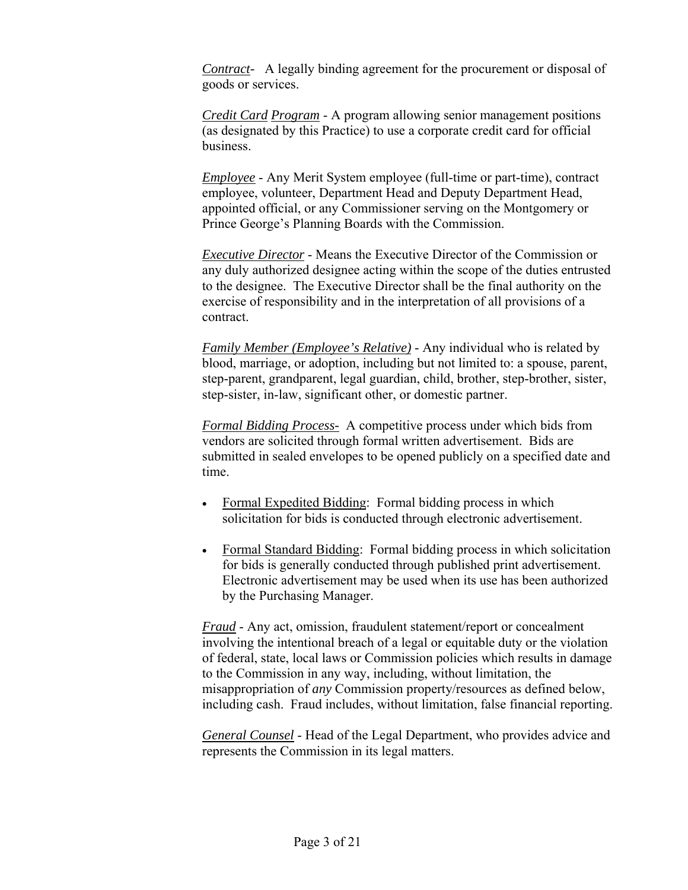*Contract*- A legally binding agreement for the procurement or disposal of goods or services.

*Credit Card Program* - A program allowing senior management positions (as designated by this Practice) to use a corporate credit card for official business.

*Employee* - Any Merit System employee (full-time or part-time), contract employee, volunteer, Department Head and Deputy Department Head, appointed official, or any Commissioner serving on the Montgomery or Prince George's Planning Boards with the Commission.

*Executive Director* - Means the Executive Director of the Commission or any duly authorized designee acting within the scope of the duties entrusted to the designee. The Executive Director shall be the final authority on the exercise of responsibility and in the interpretation of all provisions of a contract.

*Family Member (Employee's Relative)* - Any individual who is related by blood, marriage, or adoption, including but not limited to: a spouse, parent, step-parent, grandparent, legal guardian, child, brother, step-brother, sister, step-sister, in-law, significant other, or domestic partner.

*Formal Bidding Process*- A competitive process under which bids from vendors are solicited through formal written advertisement. Bids are submitted in sealed envelopes to be opened publicly on a specified date and time.

- Formal Expedited Bidding: Formal bidding process in which solicitation for bids is conducted through electronic advertisement.
- Formal Standard Bidding: Formal bidding process in which solicitation for bids is generally conducted through published print advertisement. Electronic advertisement may be used when its use has been authorized by the Purchasing Manager.

*Fraud* - Any act, omission, fraudulent statement/report or concealment involving the intentional breach of a legal or equitable duty or the violation of federal, state, local laws or Commission policies which results in damage to the Commission in any way, including, without limitation, the misappropriation of *any* Commission property/resources as defined below, including cash. Fraud includes, without limitation, false financial reporting.

*General Counsel* - Head of the Legal Department, who provides advice and represents the Commission in its legal matters.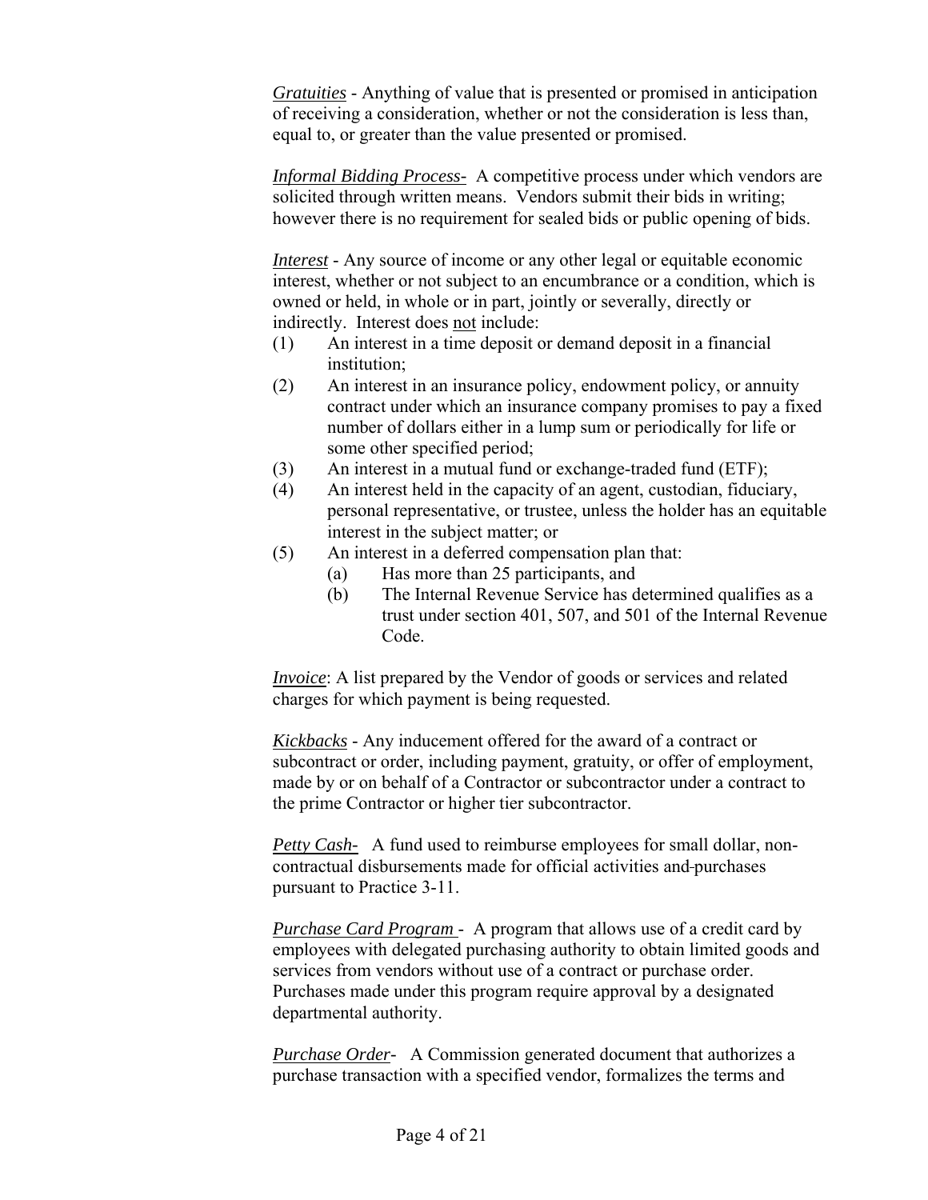*<u>Gratuities</u>* - Anything of value that is presented or promised in anticipation of receiving a consideration, whether or not the consideration is less than, equal to, or greater than the value presented or promised.

*<u>Informal Bidding Process</u>*- A competitive process under which vendors are solicited through written means. Vendors submit their bids in writing; however there is no requirement for sealed bids or public opening of bids.

*<u>Interest</u>* - Any source of income or any other legal or equitable economic interest, whether or not subject to an encumbrance or a condition, which is owned or held, in whole or in part, jointly or severally, directly or indirectly. Interest does <u>not</u> include:

(1) An interest in a time deposit or demand deposit in a financial institution;

(2) An interest in an insurance policy, endowment policy, or annuity contract under which an insurance company promises to pay a fixed number of dollars either in a lump sum or periodically for life or some other specified period;

(3) An interest in a mutual fund or exchange-traded fund (ETF);

(4) An interest held in the capacity of an agent, custodian, fiduciary, personal representative, or trustee, unless the holder has an equitable interest in the subject matter; or

(5) An interest in a deferred compensation plan that:

  (a) Has more than 25 participants, and

  (b) The Internal Revenue Service has determined qualifies as a trust under section 401, 507, and 501 of the Internal Revenue Code.

*<u>Invoice</u>*: A list prepared by the Vendor of goods or services and related charges for which payment is being requested.

*<u>Kickbacks</u>* - Any inducement offered for the award of a contract or subcontract or order, including payment, gratuity, or offer of employment, made by or on behalf of a Contractor or subcontractor under a contract to the prime Contractor or higher tier subcontractor.

*<u>Petty Cash</u>*- A fund used to reimburse employees for small dollar, non-contractual disbursements made for official activities and purchases pursuant to Practice 3-11.

*<u>Purchase Card Program</u>* - A program that allows use of a credit card by employees with delegated purchasing authority to obtain limited goods and services from vendors without use of a contract or purchase order. Purchases made under this program require approval by a designated departmental authority.

*<u>Purchase Order</u>*- A Commission generated document that authorizes a purchase transaction with a specified vendor, formalizes the terms and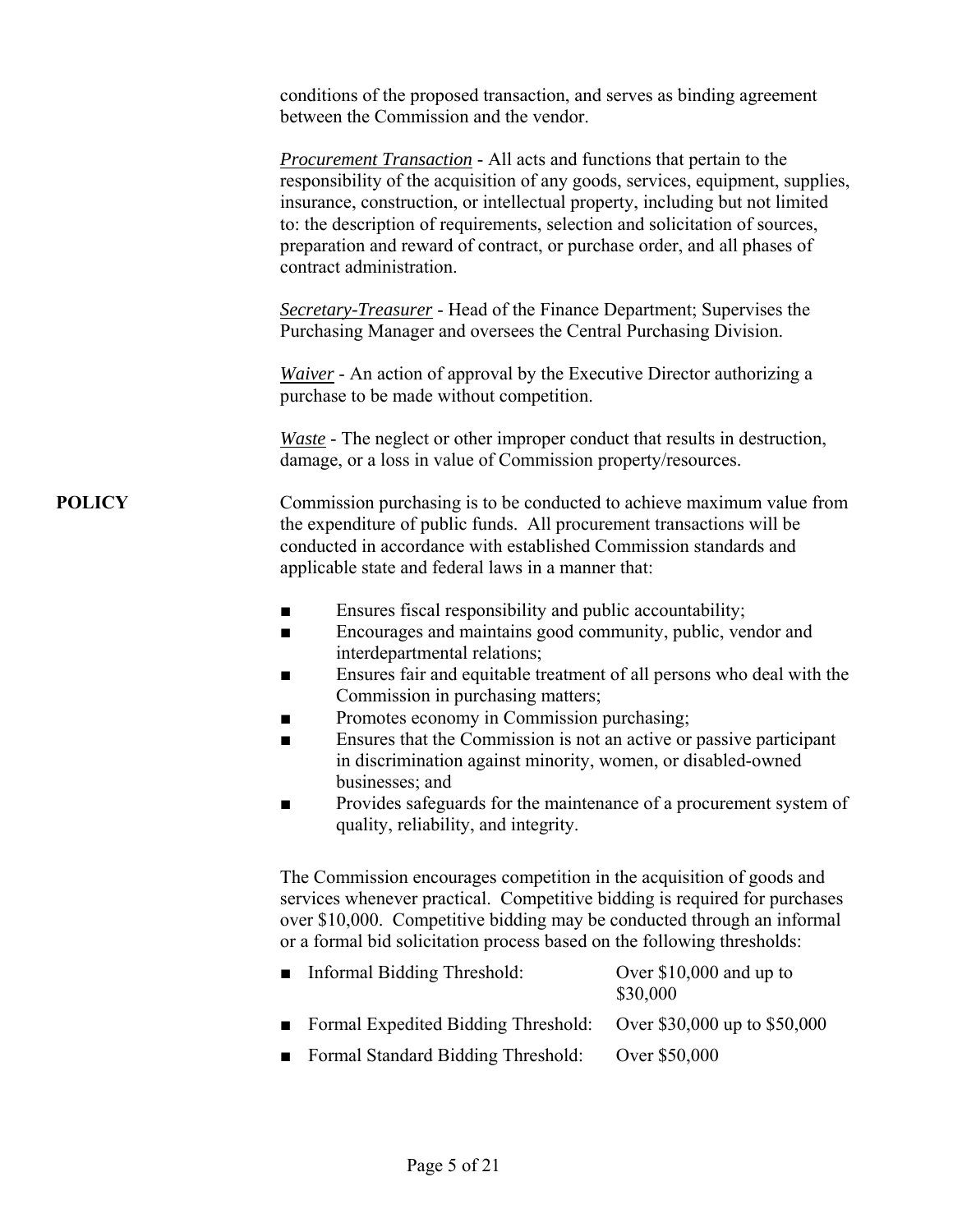conditions of the proposed transaction, and serves as binding agreement between the Commission and the vendor.

*Procurement Transaction* - All acts and functions that pertain to the responsibility of the acquisition of any goods, services, equipment, supplies, insurance, construction, or intellectual property, including but not limited to: the description of requirements, selection and solicitation of sources, preparation and reward of contract, or purchase order, and all phases of contract administration.

*Secretary-Treasurer* - Head of the Finance Department; Supervises the Purchasing Manager and oversees the Central Purchasing Division.

*Waiver* - An action of approval by the Executive Director authorizing a purchase to be made without competition.

*Waste* - The neglect or other improper conduct that results in destruction, damage, or a loss in value of Commission property/resources.

**POLICY**

Commission purchasing is to be conducted to achieve maximum value from the expenditure of public funds. All procurement transactions will be conducted in accordance with established Commission standards and applicable state and federal laws in a manner that:

- Ensures fiscal responsibility and public accountability;
- Encourages and maintains good community, public, vendor and interdepartmental relations;
- Ensures fair and equitable treatment of all persons who deal with the Commission in purchasing matters;
- Promotes economy in Commission purchasing;
- Ensures that the Commission is not an active or passive participant in discrimination against minority, women, or disabled-owned businesses; and
- Provides safeguards for the maintenance of a procurement system of quality, reliability, and integrity.

The Commission encourages competition in the acquisition of goods and services whenever practical. Competitive bidding is required for purchases over $10,000. Competitive bidding may be conducted through an informal or a formal bid solicitation process based on the following thresholds:

- Informal Bidding Threshold: Over $10,000 and up to $30,000
- Formal Expedited Bidding Threshold: Over $30,000 up to $50,000
- Formal Standard Bidding Threshold: Over $50,000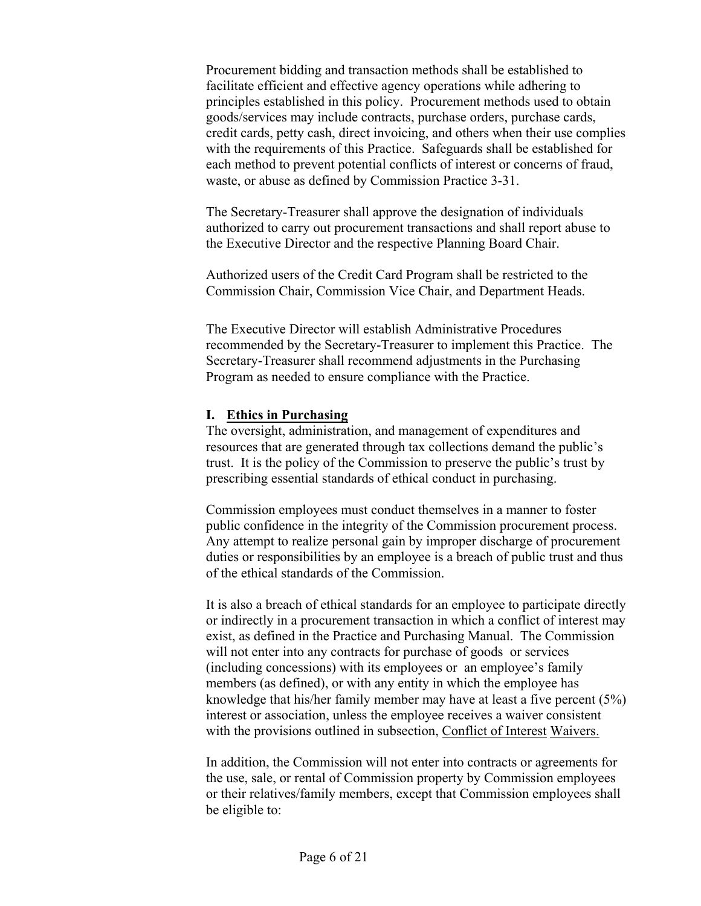Procurement bidding and transaction methods shall be established to facilitate efficient and effective agency operations while adhering to principles established in this policy. Procurement methods used to obtain goods/services may include contracts, purchase orders, purchase cards, credit cards, petty cash, direct invoicing, and others when their use complies with the requirements of this Practice. Safeguards shall be established for each method to prevent potential conflicts of interest or concerns of fraud, waste, or abuse as defined by Commission Practice 3-31.

The Secretary-Treasurer shall approve the designation of individuals authorized to carry out procurement transactions and shall report abuse to the Executive Director and the respective Planning Board Chair.

Authorized users of the Credit Card Program shall be restricted to the Commission Chair, Commission Vice Chair, and Department Heads.

The Executive Director will establish Administrative Procedures recommended by the Secretary-Treasurer to implement this Practice. The Secretary-Treasurer shall recommend adjustments in the Purchasing Program as needed to ensure compliance with the Practice.

## I. Ethics in Purchasing

The oversight, administration, and management of expenditures and resources that are generated through tax collections demand the public's trust. It is the policy of the Commission to preserve the public's trust by prescribing essential standards of ethical conduct in purchasing.

Commission employees must conduct themselves in a manner to foster public confidence in the integrity of the Commission procurement process. Any attempt to realize personal gain by improper discharge of procurement duties or responsibilities by an employee is a breach of public trust and thus of the ethical standards of the Commission.

It is also a breach of ethical standards for an employee to participate directly or indirectly in a procurement transaction in which a conflict of interest may exist, as defined in the Practice and Purchasing Manual. The Commission will not enter into any contracts for purchase of goods or services (including concessions) with its employees or an employee's family members (as defined), or with any entity in which the employee has knowledge that his/her family member may have at least a five percent (5%) interest or association, unless the employee receives a waiver consistent with the provisions outlined in subsection, Conflict of Interest Waivers.

In addition, the Commission will not enter into contracts or agreements for the use, sale, or rental of Commission property by Commission employees or their relatives/family members, except that Commission employees shall be eligible to: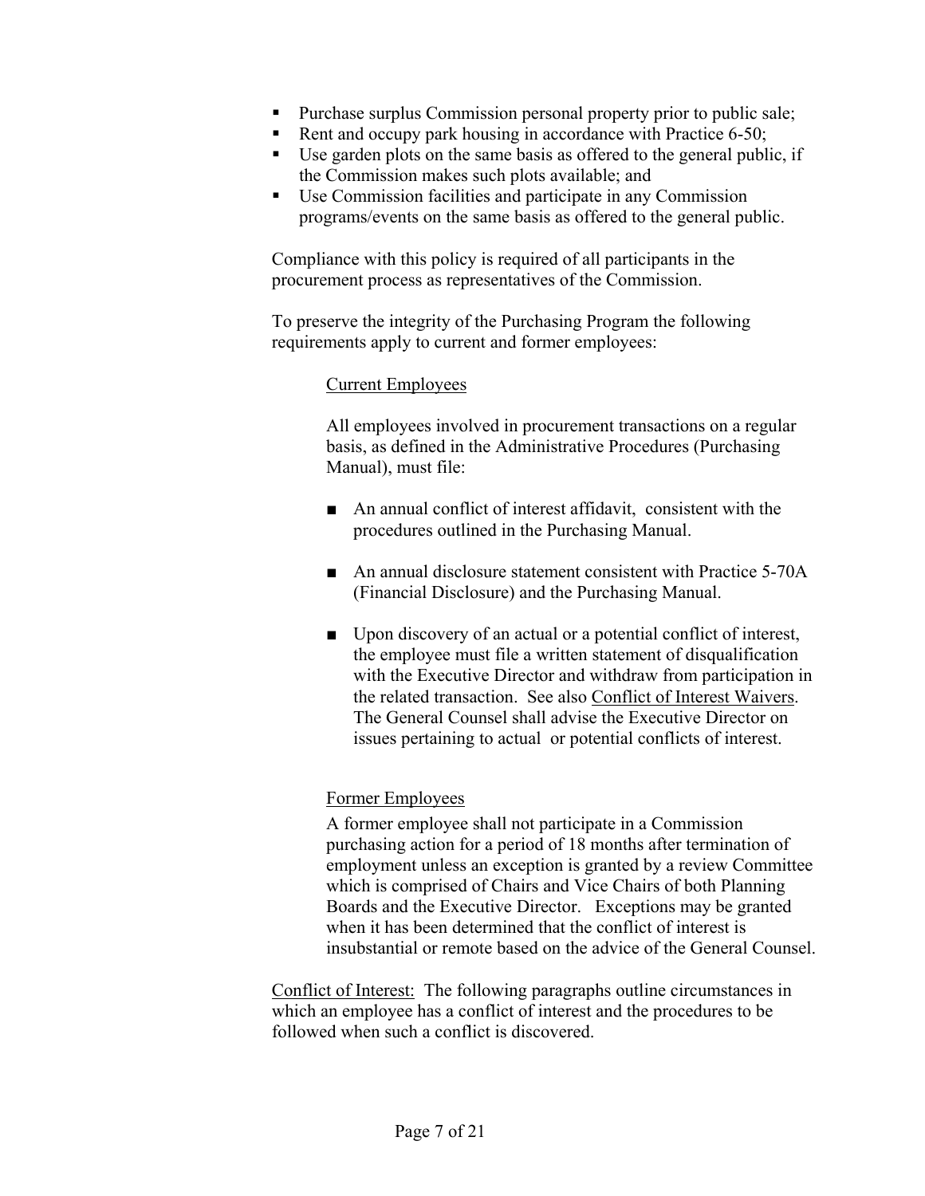- Purchase surplus Commission personal property prior to public sale;
- Rent and occupy park housing in accordance with Practice 6-50;
- Use garden plots on the same basis as offered to the general public, if the Commission makes such plots available; and
- Use Commission facilities and participate in any Commission programs/events on the same basis as offered to the general public.

Compliance with this policy is required of all participants in the procurement process as representatives of the Commission.

To preserve the integrity of the Purchasing Program the following requirements apply to current and former employees:

<u>Current Employees</u>

All employees involved in procurement transactions on a regular basis, as defined in the Administrative Procedures (Purchasing Manual), must file:

- An annual conflict of interest affidavit, consistent with the procedures outlined in the Purchasing Manual.
- An annual disclosure statement consistent with Practice 5-70A (Financial Disclosure) and the Purchasing Manual.
- Upon discovery of an actual or a potential conflict of interest, the employee must file a written statement of disqualification with the Executive Director and withdraw from participation in the related transaction. See also <u>Conflict of Interest Waivers</u>. The General Counsel shall advise the Executive Director on issues pertaining to actual or potential conflicts of interest.

<u>Former Employees</u>

A former employee shall not participate in a Commission purchasing action for a period of 18 months after termination of employment unless an exception is granted by a review Committee which is comprised of Chairs and Vice Chairs of both Planning Boards and the Executive Director. Exceptions may be granted when it has been determined that the conflict of interest is insubstantial or remote based on the advice of the General Counsel.

<u>Conflict of Interest:</u> The following paragraphs outline circumstances in which an employee has a conflict of interest and the procedures to be followed when such a conflict is discovered.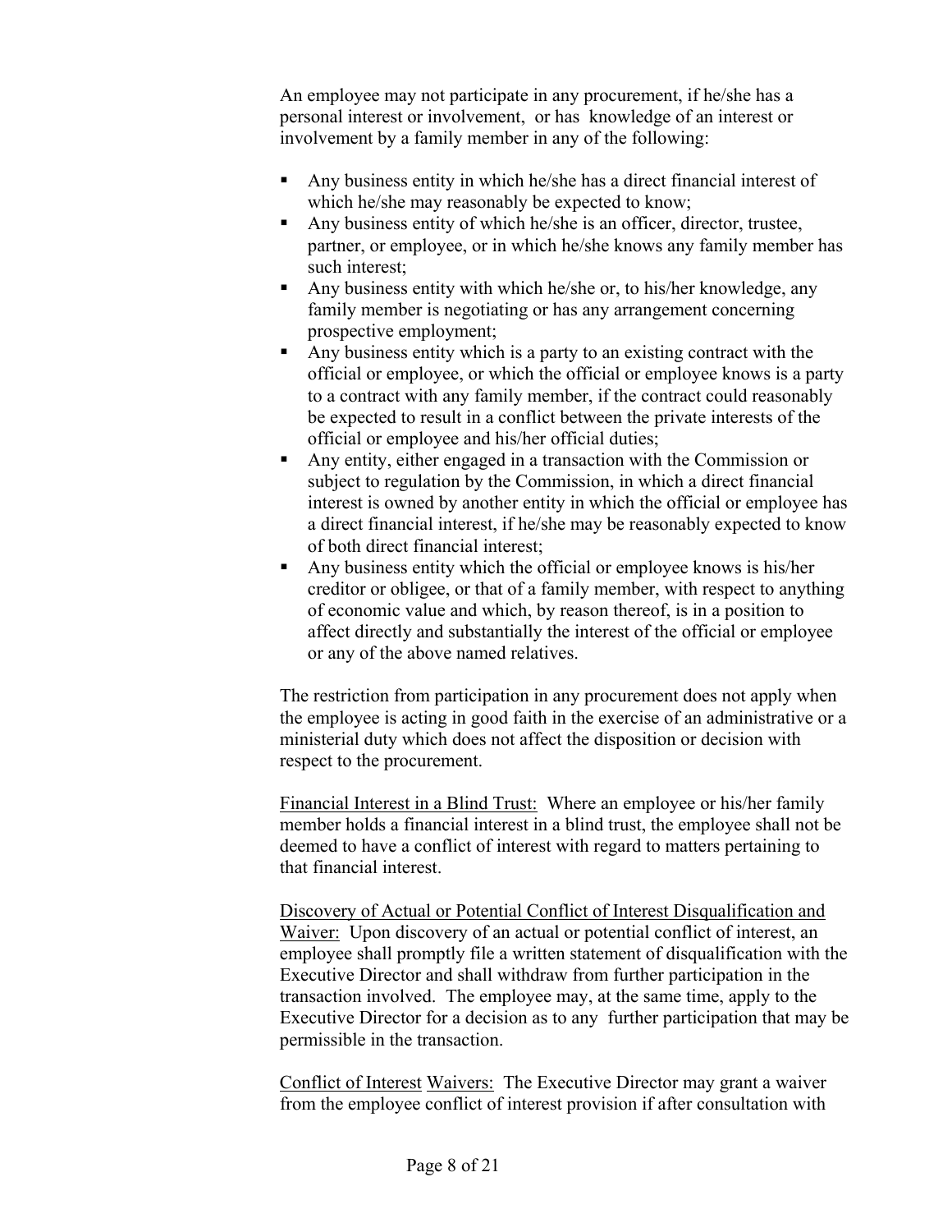An employee may not participate in any procurement, if he/she has a personal interest or involvement, or has knowledge of an interest or involvement by a family member in any of the following:

- Any business entity in which he/she has a direct financial interest of which he/she may reasonably be expected to know;
- Any business entity of which he/she is an officer, director, trustee, partner, or employee, or in which he/she knows any family member has such interest;
- Any business entity with which he/she or, to his/her knowledge, any family member is negotiating or has any arrangement concerning prospective employment;
- Any business entity which is a party to an existing contract with the official or employee, or which the official or employee knows is a party to a contract with any family member, if the contract could reasonably be expected to result in a conflict between the private interests of the official or employee and his/her official duties;
- Any entity, either engaged in a transaction with the Commission or subject to regulation by the Commission, in which a direct financial interest is owned by another entity in which the official or employee has a direct financial interest, if he/she may be reasonably expected to know of both direct financial interest;
- Any business entity which the official or employee knows is his/her creditor or obligee, or that of a family member, with respect to anything of economic value and which, by reason thereof, is in a position to affect directly and substantially the interest of the official or employee or any of the above named relatives.

The restriction from participation in any procurement does not apply when the employee is acting in good faith in the exercise of an administrative or a ministerial duty which does not affect the disposition or decision with respect to the procurement.

<u>Financial Interest in a Blind Trust:</u> Where an employee or his/her family member holds a financial interest in a blind trust, the employee shall not be deemed to have a conflict of interest with regard to matters pertaining to that financial interest.

<u>Discovery of Actual or Potential Conflict of Interest Disqualification and Waiver:</u> Upon discovery of an actual or potential conflict of interest, an employee shall promptly file a written statement of disqualification with the Executive Director and shall withdraw from further participation in the transaction involved. The employee may, at the same time, apply to the Executive Director for a decision as to any further participation that may be permissible in the transaction.

<u>Conflict of Interest Waivers:</u> The Executive Director may grant a waiver from the employee conflict of interest provision if after consultation with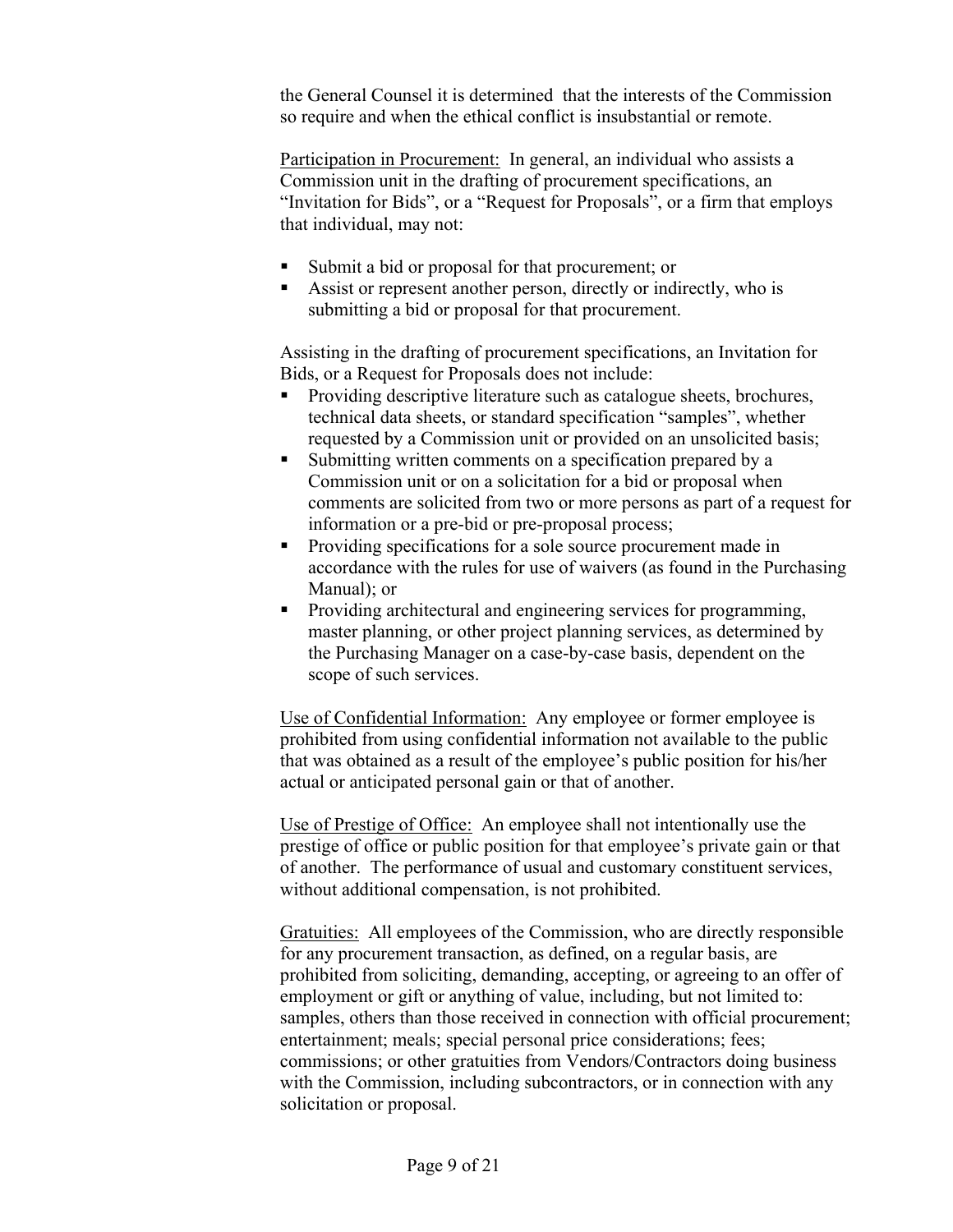the General Counsel it is determined that the interests of the Commission so require and when the ethical conflict is insubstantial or remote.

<u>Participation in Procurement:</u> In general, an individual who assists a Commission unit in the drafting of procurement specifications, an "Invitation for Bids", or a "Request for Proposals", or a firm that employs that individual, may not:

- Submit a bid or proposal for that procurement; or
- Assist or represent another person, directly or indirectly, who is submitting a bid or proposal for that procurement.

Assisting in the drafting of procurement specifications, an Invitation for Bids, or a Request for Proposals does not include:

- Providing descriptive literature such as catalogue sheets, brochures, technical data sheets, or standard specification "samples", whether requested by a Commission unit or provided on an unsolicited basis;
- Submitting written comments on a specification prepared by a Commission unit or on a solicitation for a bid or proposal when comments are solicited from two or more persons as part of a request for information or a pre-bid or pre-proposal process;
- Providing specifications for a sole source procurement made in accordance with the rules for use of waivers (as found in the Purchasing Manual); or
- Providing architectural and engineering services for programming, master planning, or other project planning services, as determined by the Purchasing Manager on a case-by-case basis, dependent on the scope of such services.

<u>Use of Confidential Information:</u> Any employee or former employee is prohibited from using confidential information not available to the public that was obtained as a result of the employee's public position for his/her actual or anticipated personal gain or that of another.

<u>Use of Prestige of Office:</u> An employee shall not intentionally use the prestige of office or public position for that employee's private gain or that of another. The performance of usual and customary constituent services, without additional compensation, is not prohibited.

<u>Gratuities:</u> All employees of the Commission, who are directly responsible for any procurement transaction, as defined, on a regular basis, are prohibited from soliciting, demanding, accepting, or agreeing to an offer of employment or gift or anything of value, including, but not limited to: samples, others than those received in connection with official procurement; entertainment; meals; special personal price considerations; fees; commissions; or other gratuities from Vendors/Contractors doing business with the Commission, including subcontractors, or in connection with any solicitation or proposal.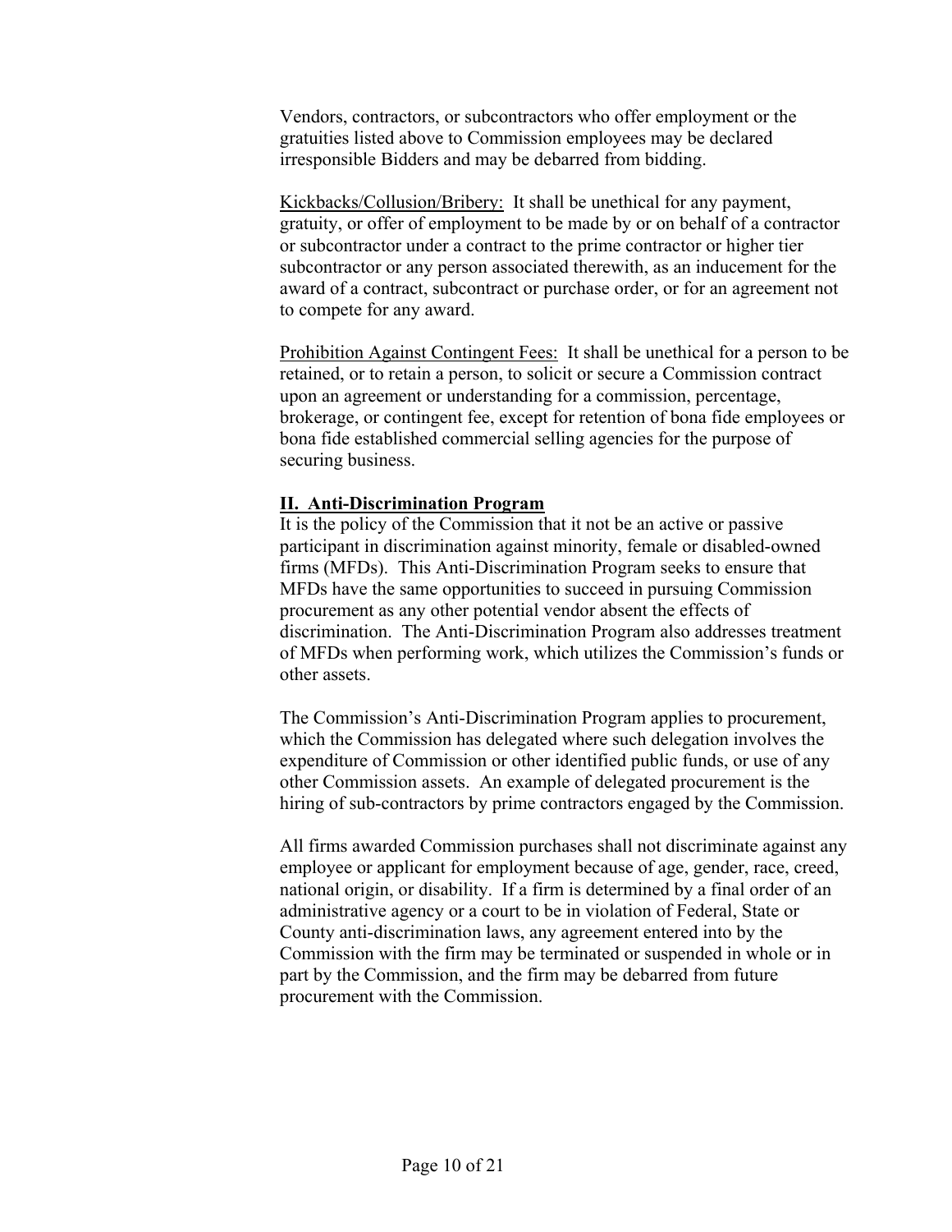Vendors, contractors, or subcontractors who offer employment or the gratuities listed above to Commission employees may be declared irresponsible Bidders and may be debarred from bidding.

Kickbacks/Collusion/Bribery: It shall be unethical for any payment, gratuity, or offer of employment to be made by or on behalf of a contractor or subcontractor under a contract to the prime contractor or higher tier subcontractor or any person associated therewith, as an inducement for the award of a contract, subcontract or purchase order, or for an agreement not to compete for any award.

Prohibition Against Contingent Fees: It shall be unethical for a person to be retained, or to retain a person, to solicit or secure a Commission contract upon an agreement or understanding for a commission, percentage, brokerage, or contingent fee, except for retention of bona fide employees or bona fide established commercial selling agencies for the purpose of securing business.

**II. Anti-Discrimination Program**

It is the policy of the Commission that it not be an active or passive participant in discrimination against minority, female or disabled-owned firms (MFDs). This Anti-Discrimination Program seeks to ensure that MFDs have the same opportunities to succeed in pursuing Commission procurement as any other potential vendor absent the effects of discrimination. The Anti-Discrimination Program also addresses treatment of MFDs when performing work, which utilizes the Commission's funds or other assets.

The Commission's Anti-Discrimination Program applies to procurement, which the Commission has delegated where such delegation involves the expenditure of Commission or other identified public funds, or use of any other Commission assets. An example of delegated procurement is the hiring of sub-contractors by prime contractors engaged by the Commission.

All firms awarded Commission purchases shall not discriminate against any employee or applicant for employment because of age, gender, race, creed, national origin, or disability. If a firm is determined by a final order of an administrative agency or a court to be in violation of Federal, State or County anti-discrimination laws, any agreement entered into by the Commission with the firm may be terminated or suspended in whole or in part by the Commission, and the firm may be debarred from future procurement with the Commission.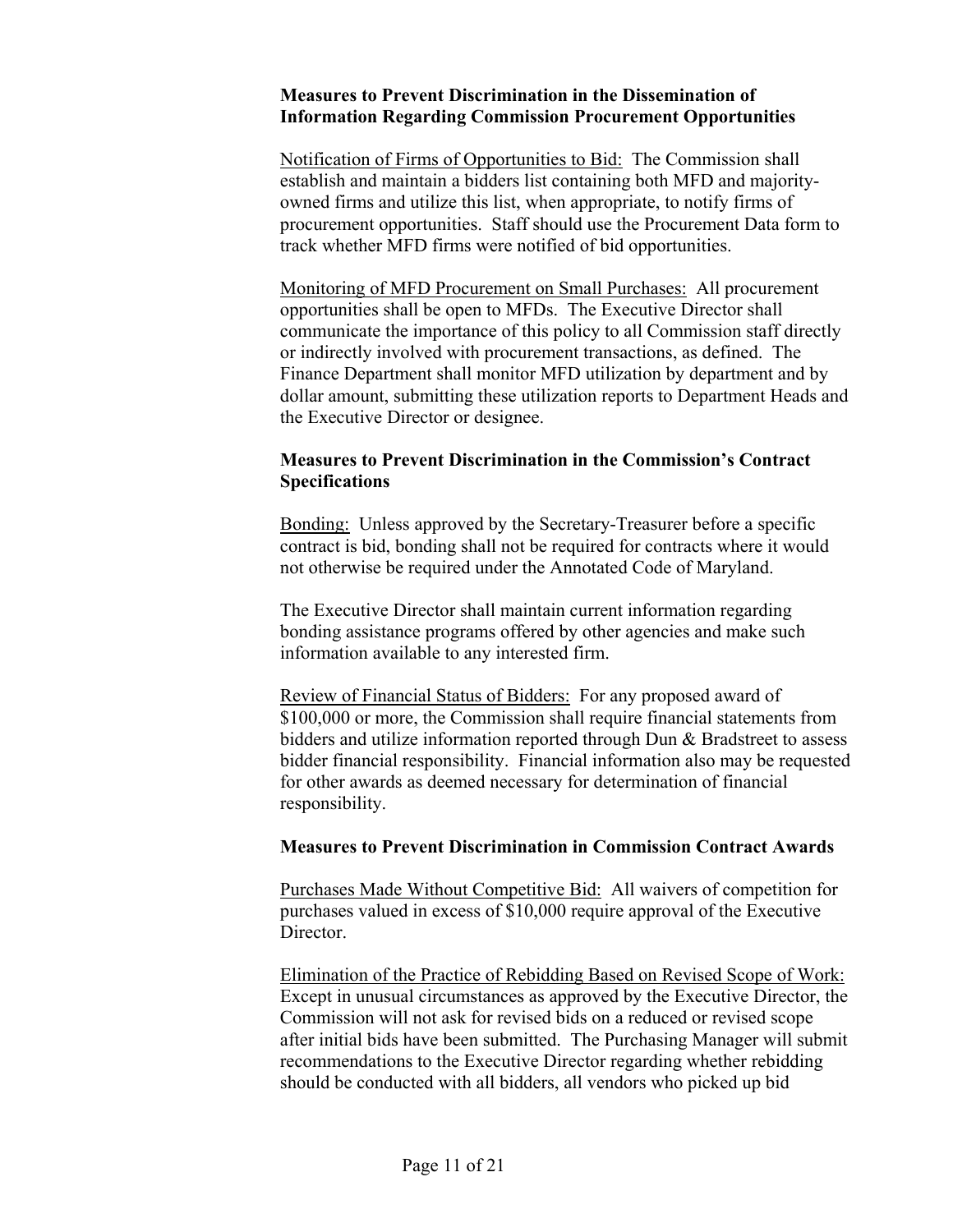**Measures to Prevent Discrimination in the Dissemination of Information Regarding Commission Procurement Opportunities**

Notification of Firms of Opportunities to Bid: The Commission shall establish and maintain a bidders list containing both MFD and majority-owned firms and utilize this list, when appropriate, to notify firms of procurement opportunities. Staff should use the Procurement Data form to track whether MFD firms were notified of bid opportunities.

Monitoring of MFD Procurement on Small Purchases: All procurement opportunities shall be open to MFDs. The Executive Director shall communicate the importance of this policy to all Commission staff directly or indirectly involved with procurement transactions, as defined. The Finance Department shall monitor MFD utilization by department and by dollar amount, submitting these utilization reports to Department Heads and the Executive Director or designee.

**Measures to Prevent Discrimination in the Commission's Contract Specifications**

Bonding: Unless approved by the Secretary-Treasurer before a specific contract is bid, bonding shall not be required for contracts where it would not otherwise be required under the Annotated Code of Maryland.

The Executive Director shall maintain current information regarding bonding assistance programs offered by other agencies and make such information available to any interested firm.

Review of Financial Status of Bidders: For any proposed award of $100,000 or more, the Commission shall require financial statements from bidders and utilize information reported through Dun & Bradstreet to assess bidder financial responsibility. Financial information also may be requested for other awards as deemed necessary for determination of financial responsibility.

**Measures to Prevent Discrimination in Commission Contract Awards**

Purchases Made Without Competitive Bid: All waivers of competition for purchases valued in excess of $10,000 require approval of the Executive Director.

Elimination of the Practice of Rebidding Based on Revised Scope of Work: Except in unusual circumstances as approved by the Executive Director, the Commission will not ask for revised bids on a reduced or revised scope after initial bids have been submitted. The Purchasing Manager will submit recommendations to the Executive Director regarding whether rebidding should be conducted with all bidders, all vendors who picked up bid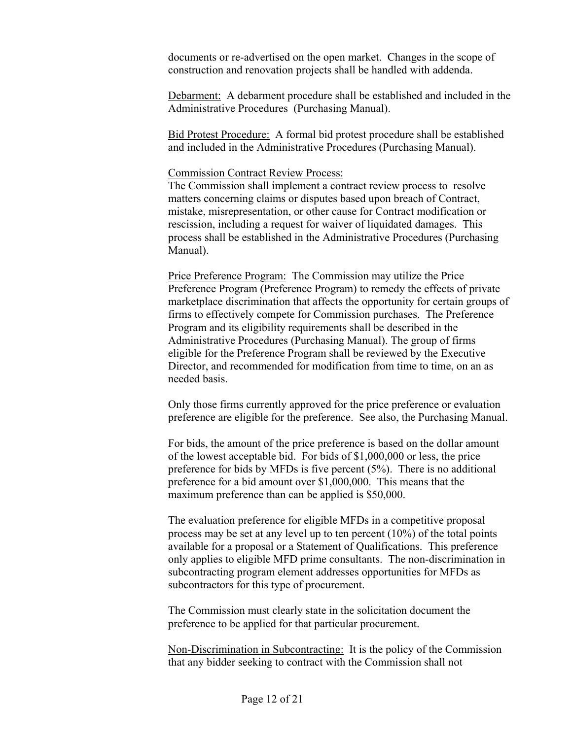documents or re-advertised on the open market. Changes in the scope of construction and renovation projects shall be handled with addenda.

Debarment: A debarment procedure shall be established and included in the Administrative Procedures (Purchasing Manual).

Bid Protest Procedure: A formal bid protest procedure shall be established and included in the Administrative Procedures (Purchasing Manual).

Commission Contract Review Process:
The Commission shall implement a contract review process to resolve matters concerning claims or disputes based upon breach of Contract, mistake, misrepresentation, or other cause for Contract modification or rescission, including a request for waiver of liquidated damages. This process shall be established in the Administrative Procedures (Purchasing Manual).

Price Preference Program: The Commission may utilize the Price Preference Program (Preference Program) to remedy the effects of private marketplace discrimination that affects the opportunity for certain groups of firms to effectively compete for Commission purchases. The Preference Program and its eligibility requirements shall be described in the Administrative Procedures (Purchasing Manual). The group of firms eligible for the Preference Program shall be reviewed by the Executive Director, and recommended for modification from time to time, on an as needed basis.

Only those firms currently approved for the price preference or evaluation preference are eligible for the preference. See also, the Purchasing Manual.

For bids, the amount of the price preference is based on the dollar amount of the lowest acceptable bid. For bids of $1,000,000 or less, the price preference for bids by MFDs is five percent (5%). There is no additional preference for a bid amount over $1,000,000. This means that the maximum preference than can be applied is $50,000.

The evaluation preference for eligible MFDs in a competitive proposal process may be set at any level up to ten percent (10%) of the total points available for a proposal or a Statement of Qualifications. This preference only applies to eligible MFD prime consultants. The non-discrimination in subcontracting program element addresses opportunities for MFDs as subcontractors for this type of procurement.

The Commission must clearly state in the solicitation document the preference to be applied for that particular procurement.

Non-Discrimination in Subcontracting: It is the policy of the Commission that any bidder seeking to contract with the Commission shall not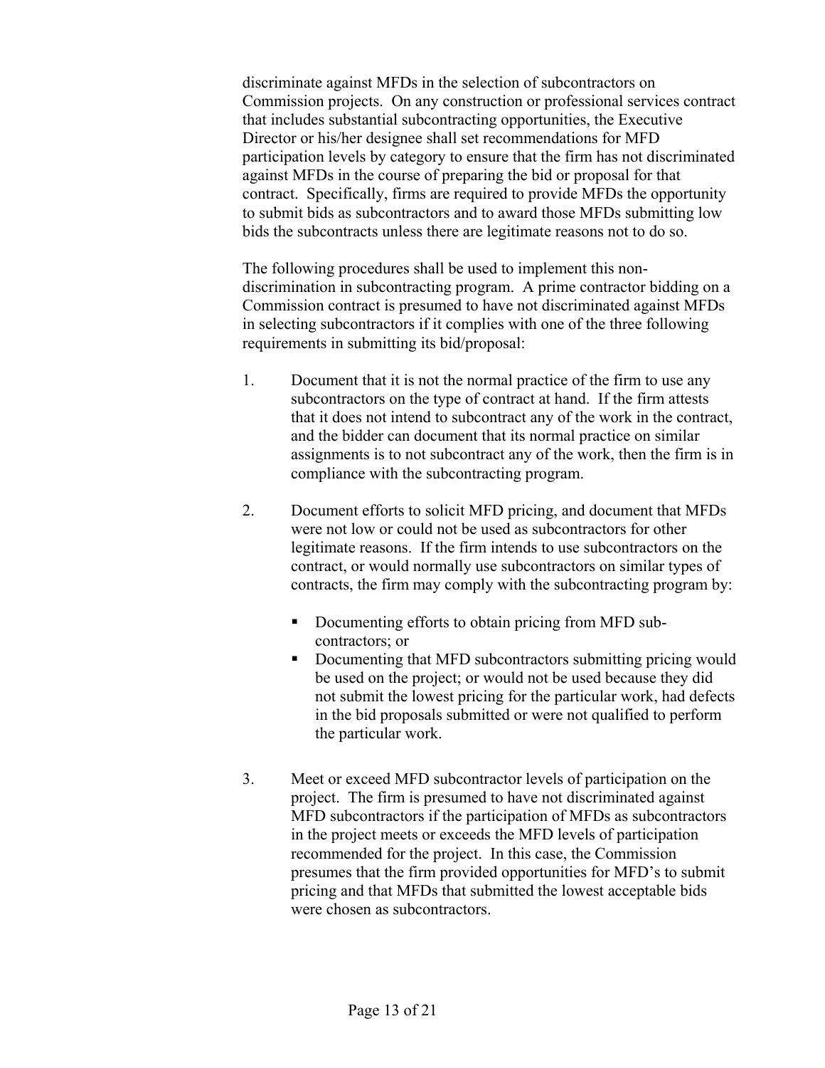discriminate against MFDs in the selection of subcontractors on Commission projects. On any construction or professional services contract that includes substantial subcontracting opportunities, the Executive Director or his/her designee shall set recommendations for MFD participation levels by category to ensure that the firm has not discriminated against MFDs in the course of preparing the bid or proposal for that contract. Specifically, firms are required to provide MFDs the opportunity to submit bids as subcontractors and to award those MFDs submitting low bids the subcontracts unless there are legitimate reasons not to do so.

The following procedures shall be used to implement this non-discrimination in subcontracting program. A prime contractor bidding on a Commission contract is presumed to have not discriminated against MFDs in selecting subcontractors if it complies with one of the three following requirements in submitting its bid/proposal:

1. Document that it is not the normal practice of the firm to use any subcontractors on the type of contract at hand. If the firm attests that it does not intend to subcontract any of the work in the contract, and the bidder can document that its normal practice on similar assignments is to not subcontract any of the work, then the firm is in compliance with the subcontracting program.

2. Document efforts to solicit MFD pricing, and document that MFDs were not low or could not be used as subcontractors for other legitimate reasons. If the firm intends to use subcontractors on the contract, or would normally use subcontractors on similar types of contracts, the firm may comply with the subcontracting program by:

   - Documenting efforts to obtain pricing from MFD sub-contractors; or
   - Documenting that MFD subcontractors submitting pricing would be used on the project; or would not be used because they did not submit the lowest pricing for the particular work, had defects in the bid proposals submitted or were not qualified to perform the particular work.

3. Meet or exceed MFD subcontractor levels of participation on the project. The firm is presumed to have not discriminated against MFD subcontractors if the participation of MFDs as subcontractors in the project meets or exceeds the MFD levels of participation recommended for the project. In this case, the Commission presumes that the firm provided opportunities for MFD's to submit pricing and that MFDs that submitted the lowest acceptable bids were chosen as subcontractors.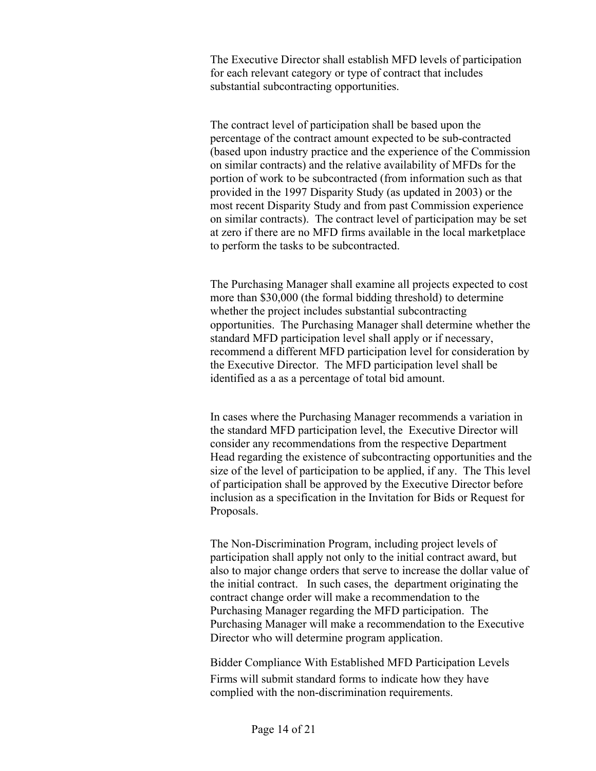The Executive Director shall establish MFD levels of participation for each relevant category or type of contract that includes substantial subcontracting opportunities.

The contract level of participation shall be based upon the percentage of the contract amount expected to be sub-contracted (based upon industry practice and the experience of the Commission on similar contracts) and the relative availability of MFDs for the portion of work to be subcontracted (from information such as that provided in the 1997 Disparity Study (as updated in 2003) or the most recent Disparity Study and from past Commission experience on similar contracts). The contract level of participation may be set at zero if there are no MFD firms available in the local marketplace to perform the tasks to be subcontracted.

The Purchasing Manager shall examine all projects expected to cost more than $30,000 (the formal bidding threshold) to determine whether the project includes substantial subcontracting opportunities. The Purchasing Manager shall determine whether the standard MFD participation level shall apply or if necessary, recommend a different MFD participation level for consideration by the Executive Director. The MFD participation level shall be identified as a as a percentage of total bid amount.

In cases where the Purchasing Manager recommends a variation in the standard MFD participation level, the Executive Director will consider any recommendations from the respective Department Head regarding the existence of subcontracting opportunities and the size of the level of participation to be applied, if any. The This level of participation shall be approved by the Executive Director before inclusion as a specification in the Invitation for Bids or Request for Proposals.

The Non-Discrimination Program, including project levels of participation shall apply not only to the initial contract award, but also to major change orders that serve to increase the dollar value of the initial contract. In such cases, the department originating the contract change order will make a recommendation to the Purchasing Manager regarding the MFD participation. The Purchasing Manager will make a recommendation to the Executive Director who will determine program application.

Bidder Compliance With Established MFD Participation Levels

Firms will submit standard forms to indicate how they have complied with the non-discrimination requirements.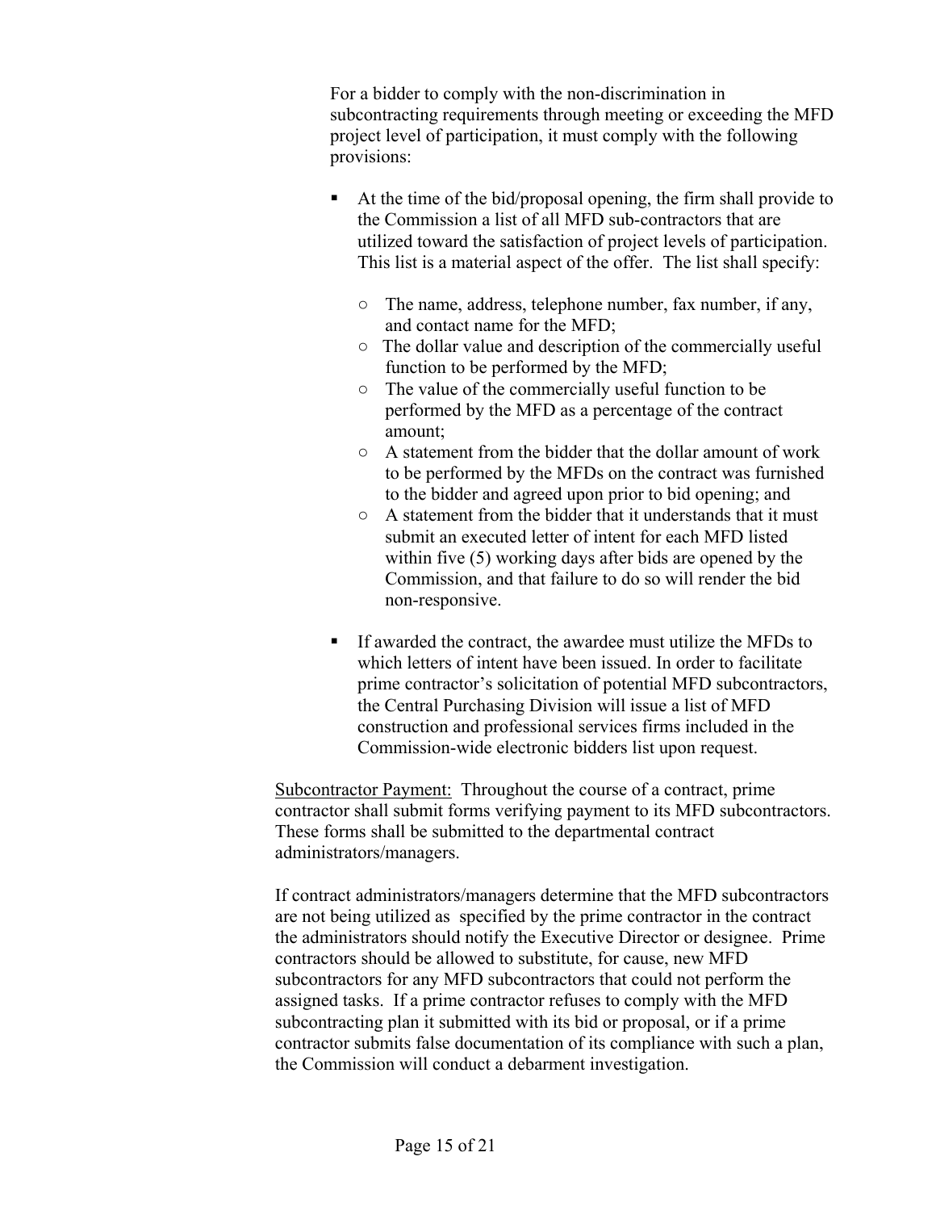For a bidder to comply with the non-discrimination in subcontracting requirements through meeting or exceeding the MFD project level of participation, it must comply with the following provisions:

- At the time of the bid/proposal opening, the firm shall provide to the Commission a list of all MFD sub-contractors that are utilized toward the satisfaction of project levels of participation. This list is a material aspect of the offer. The list shall specify:
  - The name, address, telephone number, fax number, if any, and contact name for the MFD;
  - The dollar value and description of the commercially useful function to be performed by the MFD;
  - The value of the commercially useful function to be performed by the MFD as a percentage of the contract amount;
  - A statement from the bidder that the dollar amount of work to be performed by the MFDs on the contract was furnished to the bidder and agreed upon prior to bid opening; and
  - A statement from the bidder that it understands that it must submit an executed letter of intent for each MFD listed within five (5) working days after bids are opened by the Commission, and that failure to do so will render the bid non-responsive.
- If awarded the contract, the awardee must utilize the MFDs to which letters of intent have been issued. In order to facilitate prime contractor's solicitation of potential MFD subcontractors, the Central Purchasing Division will issue a list of MFD construction and professional services firms included in the Commission-wide electronic bidders list upon request.

<u>Subcontractor Payment:</u> Throughout the course of a contract, prime contractor shall submit forms verifying payment to its MFD subcontractors. These forms shall be submitted to the departmental contract administrators/managers.

If contract administrators/managers determine that the MFD subcontractors are not being utilized as specified by the prime contractor in the contract the administrators should notify the Executive Director or designee. Prime contractors should be allowed to substitute, for cause, new MFD subcontractors for any MFD subcontractors that could not perform the assigned tasks. If a prime contractor refuses to comply with the MFD subcontracting plan it submitted with its bid or proposal, or if a prime contractor submits false documentation of its compliance with such a plan, the Commission will conduct a debarment investigation.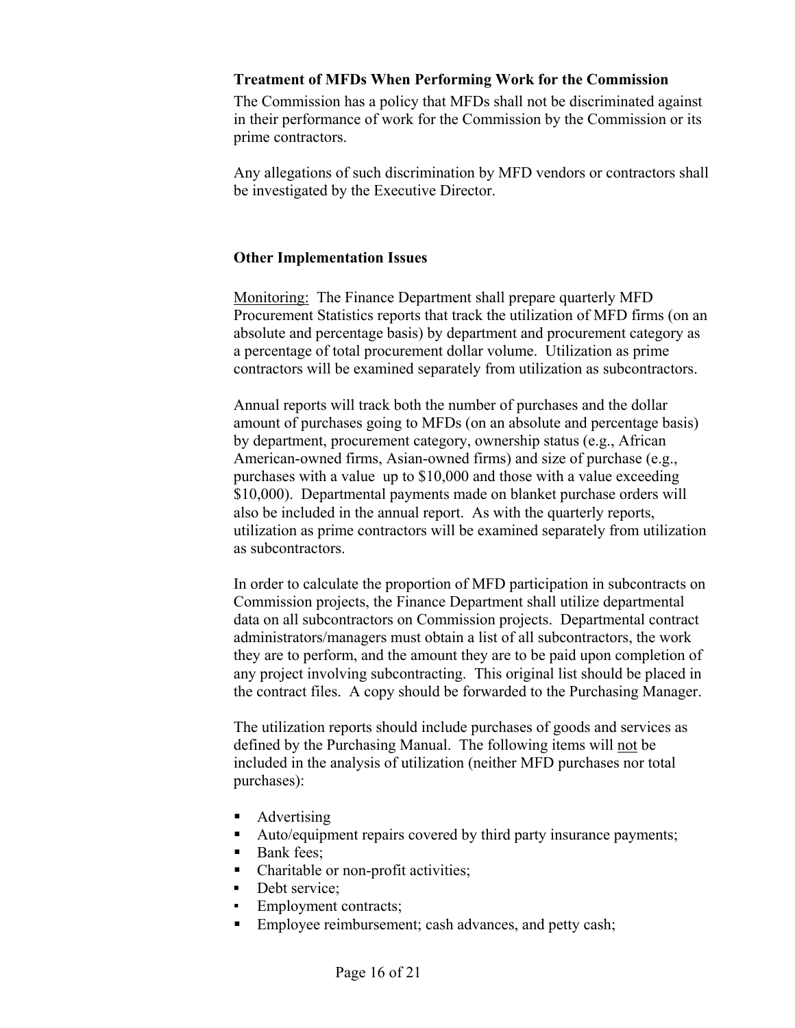**Treatment of MFDs When Performing Work for the Commission**

The Commission has a policy that MFDs shall not be discriminated against in their performance of work for the Commission by the Commission or its prime contractors.

Any allegations of such discrimination by MFD vendors or contractors shall be investigated by the Executive Director.

**Other Implementation Issues**

Monitoring: The Finance Department shall prepare quarterly MFD Procurement Statistics reports that track the utilization of MFD firms (on an absolute and percentage basis) by department and procurement category as a percentage of total procurement dollar volume. Utilization as prime contractors will be examined separately from utilization as subcontractors.

Annual reports will track both the number of purchases and the dollar amount of purchases going to MFDs (on an absolute and percentage basis) by department, procurement category, ownership status (e.g., African American-owned firms, Asian-owned firms) and size of purchase (e.g., purchases with a value up to $10,000 and those with a value exceeding $10,000). Departmental payments made on blanket purchase orders will also be included in the annual report. As with the quarterly reports, utilization as prime contractors will be examined separately from utilization as subcontractors.

In order to calculate the proportion of MFD participation in subcontracts on Commission projects, the Finance Department shall utilize departmental data on all subcontractors on Commission projects. Departmental contract administrators/managers must obtain a list of all subcontractors, the work they are to perform, and the amount they are to be paid upon completion of any project involving subcontracting. This original list should be placed in the contract files. A copy should be forwarded to the Purchasing Manager.

The utilization reports should include purchases of goods and services as defined by the Purchasing Manual. The following items will not be included in the analysis of utilization (neither MFD purchases nor total purchases):

- Advertising
- Auto/equipment repairs covered by third party insurance payments;
- Bank fees;
- Charitable or non-profit activities;
- Debt service;
- Employment contracts;
- Employee reimbursement; cash advances, and petty cash;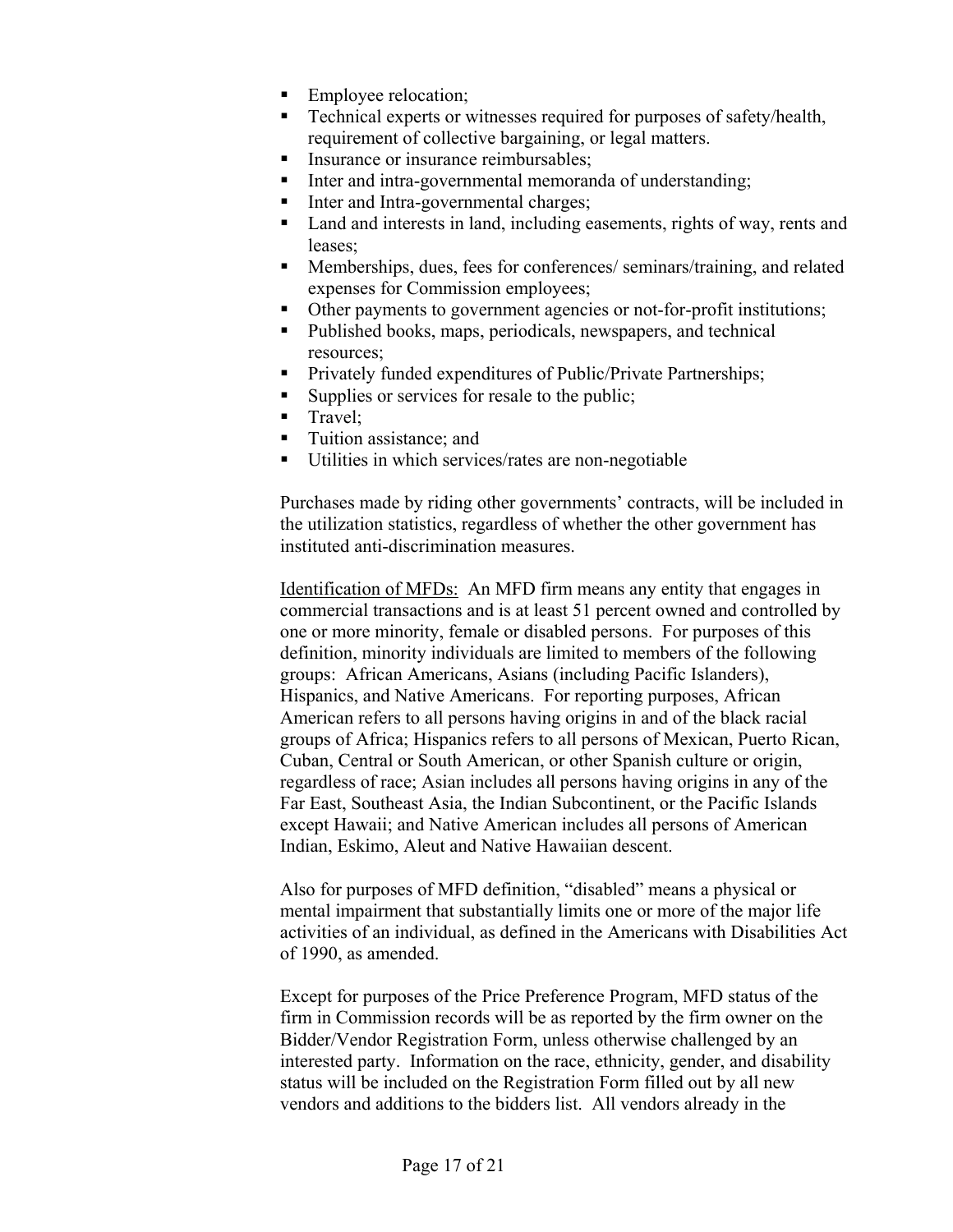- Employee relocation;
- Technical experts or witnesses required for purposes of safety/health, requirement of collective bargaining, or legal matters.
- Insurance or insurance reimbursables;
- Inter and intra-governmental memoranda of understanding;
- Inter and Intra-governmental charges;
- Land and interests in land, including easements, rights of way, rents and leases;
- Memberships, dues, fees for conferences/ seminars/training, and related expenses for Commission employees;
- Other payments to government agencies or not-for-profit institutions;
- Published books, maps, periodicals, newspapers, and technical resources;
- Privately funded expenditures of Public/Private Partnerships;
- Supplies or services for resale to the public;
- Travel;
- Tuition assistance; and
- Utilities in which services/rates are non-negotiable

Purchases made by riding other governments' contracts, will be included in the utilization statistics, regardless of whether the other government has instituted anti-discrimination measures.

<u>Identification of MFDs:</u> An MFD firm means any entity that engages in commercial transactions and is at least 51 percent owned and controlled by one or more minority, female or disabled persons. For purposes of this definition, minority individuals are limited to members of the following groups: African Americans, Asians (including Pacific Islanders), Hispanics, and Native Americans. For reporting purposes, African American refers to all persons having origins in and of the black racial groups of Africa; Hispanics refers to all persons of Mexican, Puerto Rican, Cuban, Central or South American, or other Spanish culture or origin, regardless of race; Asian includes all persons having origins in any of the Far East, Southeast Asia, the Indian Subcontinent, or the Pacific Islands except Hawaii; and Native American includes all persons of American Indian, Eskimo, Aleut and Native Hawaiian descent.

Also for purposes of MFD definition, "disabled" means a physical or mental impairment that substantially limits one or more of the major life activities of an individual, as defined in the Americans with Disabilities Act of 1990, as amended.

Except for purposes of the Price Preference Program, MFD status of the firm in Commission records will be as reported by the firm owner on the Bidder/Vendor Registration Form, unless otherwise challenged by an interested party. Information on the race, ethnicity, gender, and disability status will be included on the Registration Form filled out by all new vendors and additions to the bidders list. All vendors already in the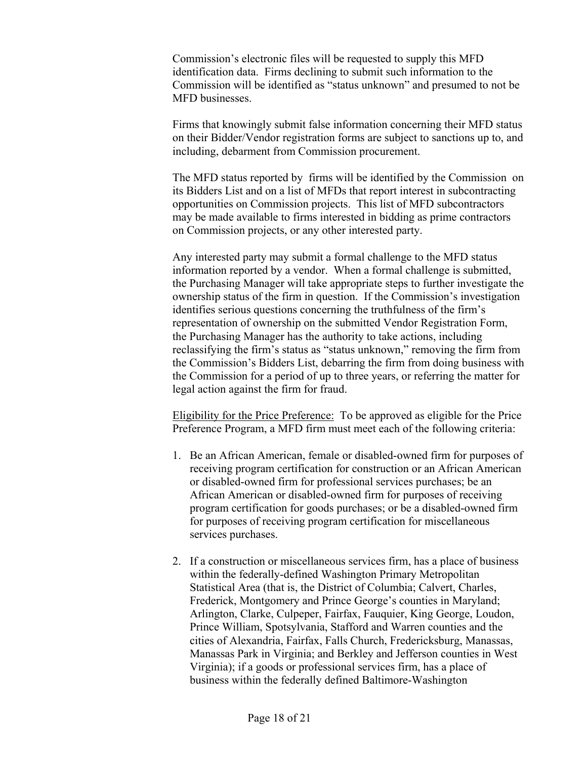Commission's electronic files will be requested to supply this MFD identification data. Firms declining to submit such information to the Commission will be identified as "status unknown" and presumed to not be MFD businesses.

Firms that knowingly submit false information concerning their MFD status on their Bidder/Vendor registration forms are subject to sanctions up to, and including, debarment from Commission procurement.

The MFD status reported by firms will be identified by the Commission on its Bidders List and on a list of MFDs that report interest in subcontracting opportunities on Commission projects. This list of MFD subcontractors may be made available to firms interested in bidding as prime contractors on Commission projects, or any other interested party.

Any interested party may submit a formal challenge to the MFD status information reported by a vendor. When a formal challenge is submitted, the Purchasing Manager will take appropriate steps to further investigate the ownership status of the firm in question. If the Commission's investigation identifies serious questions concerning the truthfulness of the firm's representation of ownership on the submitted Vendor Registration Form, the Purchasing Manager has the authority to take actions, including reclassifying the firm's status as "status unknown," removing the firm from the Commission's Bidders List, debarring the firm from doing business with the Commission for a period of up to three years, or referring the matter for legal action against the firm for fraud.

<u>Eligibility for the Price Preference:</u> To be approved as eligible for the Price Preference Program, a MFD firm must meet each of the following criteria:

1. Be an African American, female or disabled-owned firm for purposes of receiving program certification for construction or an African American or disabled-owned firm for professional services purchases; be an African American or disabled-owned firm for purposes of receiving program certification for goods purchases; or be a disabled-owned firm for purposes of receiving program certification for miscellaneous services purchases.

2. If a construction or miscellaneous services firm, has a place of business within the federally-defined Washington Primary Metropolitan Statistical Area (that is, the District of Columbia; Calvert, Charles, Frederick, Montgomery and Prince George's counties in Maryland; Arlington, Clarke, Culpeper, Fairfax, Fauquier, King George, Loudon, Prince William, Spotsylvania, Stafford and Warren counties and the cities of Alexandria, Fairfax, Falls Church, Fredericksburg, Manassas, Manassas Park in Virginia; and Berkley and Jefferson counties in West Virginia); if a goods or professional services firm, has a place of business within the federally defined Baltimore-Washington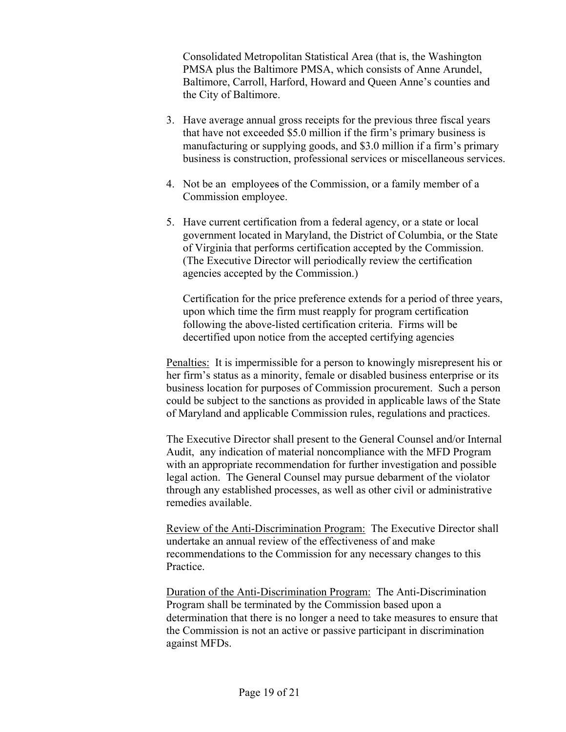Consolidated Metropolitan Statistical Area (that is, the Washington PMSA plus the Baltimore PMSA, which consists of Anne Arundel, Baltimore, Carroll, Harford, Howard and Queen Anne's counties and the City of Baltimore.

3. Have average annual gross receipts for the previous three fiscal years that have not exceeded \$5.0 million if the firm's primary business is manufacturing or supplying goods, and \$3.0 million if a firm's primary business is construction, professional services or miscellaneous services.

4. Not be an employees of the Commission, or a family member of a Commission employee.

5. Have current certification from a federal agency, or a state or local government located in Maryland, the District of Columbia, or the State of Virginia that performs certification accepted by the Commission. (The Executive Director will periodically review the certification agencies accepted by the Commission.)

   Certification for the price preference extends for a period of three years, upon which time the firm must reapply for program certification following the above-listed certification criteria. Firms will be decertified upon notice from the accepted certifying agencies

<u>Penalties:</u> It is impermissible for a person to knowingly misrepresent his or her firm's status as a minority, female or disabled business enterprise or its business location for purposes of Commission procurement. Such a person could be subject to the sanctions as provided in applicable laws of the State of Maryland and applicable Commission rules, regulations and practices.

The Executive Director shall present to the General Counsel and/or Internal Audit, any indication of material noncompliance with the MFD Program with an appropriate recommendation for further investigation and possible legal action. The General Counsel may pursue debarment of the violator through any established processes, as well as other civil or administrative remedies available.

<u>Review of the Anti-Discrimination Program:</u> The Executive Director shall undertake an annual review of the effectiveness of and make recommendations to the Commission for any necessary changes to this Practice.

<u>Duration of the Anti-Discrimination Program:</u> The Anti-Discrimination Program shall be terminated by the Commission based upon a determination that there is no longer a need to take measures to ensure that the Commission is not an active or passive participant in discrimination against MFDs.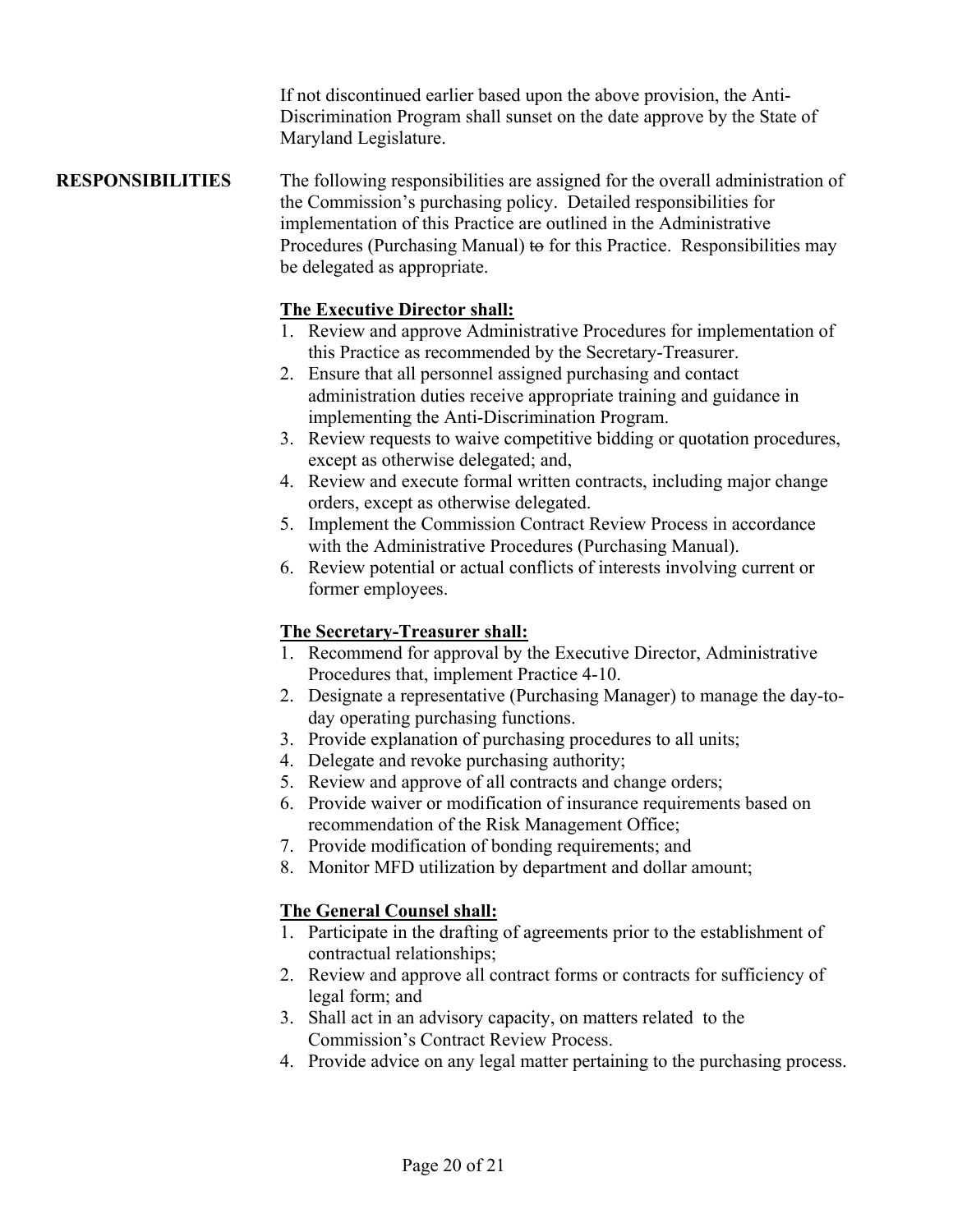If not discontinued earlier based upon the above provision, the Anti-Discrimination Program shall sunset on the date approve by the State of Maryland Legislature.

**RESPONSIBILITIES**

The following responsibilities are assigned for the overall administration of the Commission's purchasing policy. Detailed responsibilities for implementation of this Practice are outlined in the Administrative Procedures (Purchasing Manual) ~~to~~ for this Practice. Responsibilities may be delegated as appropriate.

**The Executive Director shall:**

1. Review and approve Administrative Procedures for implementation of this Practice as recommended by the Secretary-Treasurer.
2. Ensure that all personnel assigned purchasing and contact administration duties receive appropriate training and guidance in implementing the Anti-Discrimination Program.
3. Review requests to waive competitive bidding or quotation procedures, except as otherwise delegated; and,
4. Review and execute formal written contracts, including major change orders, except as otherwise delegated.
5. Implement the Commission Contract Review Process in accordance with the Administrative Procedures (Purchasing Manual).
6. Review potential or actual conflicts of interests involving current or former employees.

**The Secretary-Treasurer shall:**

1. Recommend for approval by the Executive Director, Administrative Procedures that, implement Practice 4-10.
2. Designate a representative (Purchasing Manager) to manage the day-to-day operating purchasing functions.
3. Provide explanation of purchasing procedures to all units;
4. Delegate and revoke purchasing authority;
5. Review and approve of all contracts and change orders;
6. Provide waiver or modification of insurance requirements based on recommendation of the Risk Management Office;
7. Provide modification of bonding requirements; and
8. Monitor MFD utilization by department and dollar amount;

**The General Counsel shall:**

1. Participate in the drafting of agreements prior to the establishment of contractual relationships;
2. Review and approve all contract forms or contracts for sufficiency of legal form; and
3. Shall act in an advisory capacity, on matters related to the Commission's Contract Review Process.
4. Provide advice on any legal matter pertaining to the purchasing process.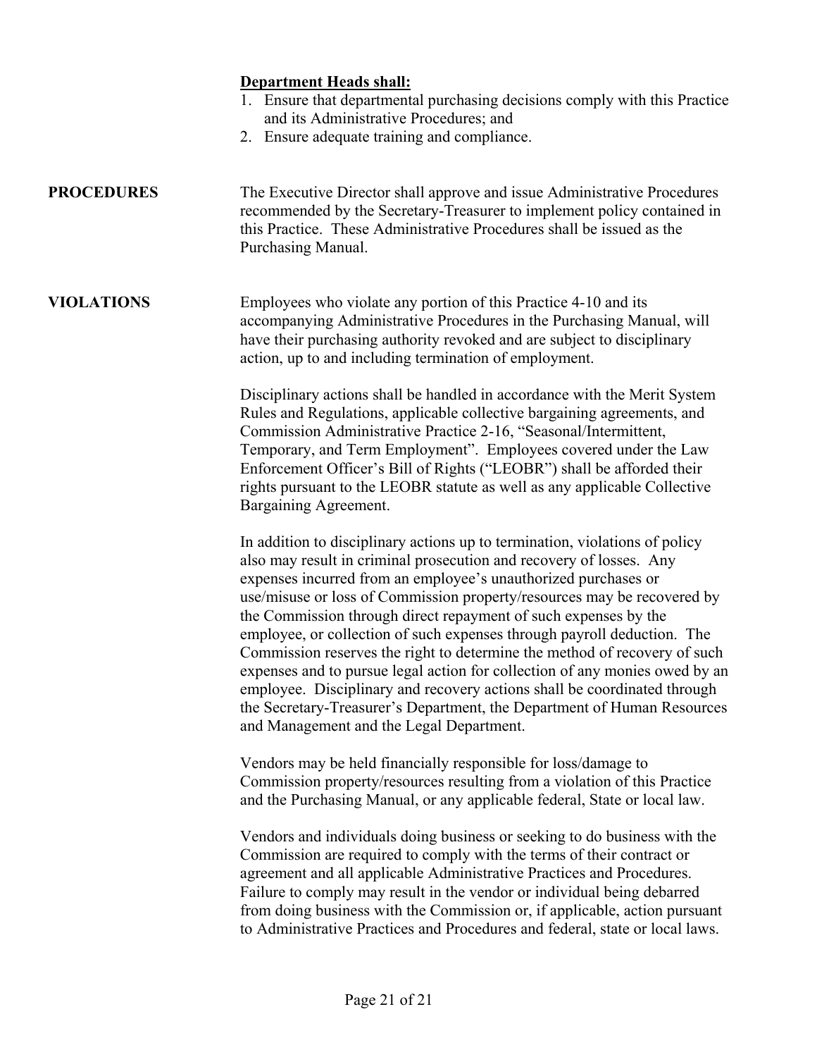**Department Heads shall:**

1. Ensure that departmental purchasing decisions comply with this Practice and its Administrative Procedures; and
2. Ensure adequate training and compliance.

**PROCEDURES**

The Executive Director shall approve and issue Administrative Procedures recommended by the Secretary-Treasurer to implement policy contained in this Practice. These Administrative Procedures shall be issued as the Purchasing Manual.

**VIOLATIONS**

Employees who violate any portion of this Practice 4-10 and its accompanying Administrative Procedures in the Purchasing Manual, will have their purchasing authority revoked and are subject to disciplinary action, up to and including termination of employment.

Disciplinary actions shall be handled in accordance with the Merit System Rules and Regulations, applicable collective bargaining agreements, and Commission Administrative Practice 2-16, "Seasonal/Intermittent, Temporary, and Term Employment". Employees covered under the Law Enforcement Officer's Bill of Rights ("LEOBR") shall be afforded their rights pursuant to the LEOBR statute as well as any applicable Collective Bargaining Agreement.

In addition to disciplinary actions up to termination, violations of policy also may result in criminal prosecution and recovery of losses. Any expenses incurred from an employee's unauthorized purchases or use/misuse or loss of Commission property/resources may be recovered by the Commission through direct repayment of such expenses by the employee, or collection of such expenses through payroll deduction. The Commission reserves the right to determine the method of recovery of such expenses and to pursue legal action for collection of any monies owed by an employee. Disciplinary and recovery actions shall be coordinated through the Secretary-Treasurer's Department, the Department of Human Resources and Management and the Legal Department.

Vendors may be held financially responsible for loss/damage to Commission property/resources resulting from a violation of this Practice and the Purchasing Manual, or any applicable federal, State or local law.

Vendors and individuals doing business or seeking to do business with the Commission are required to comply with the terms of their contract or agreement and all applicable Administrative Practices and Procedures. Failure to comply may result in the vendor or individual being debarred from doing business with the Commission or, if applicable, action pursuant to Administrative Practices and Procedures and federal, state or local laws.